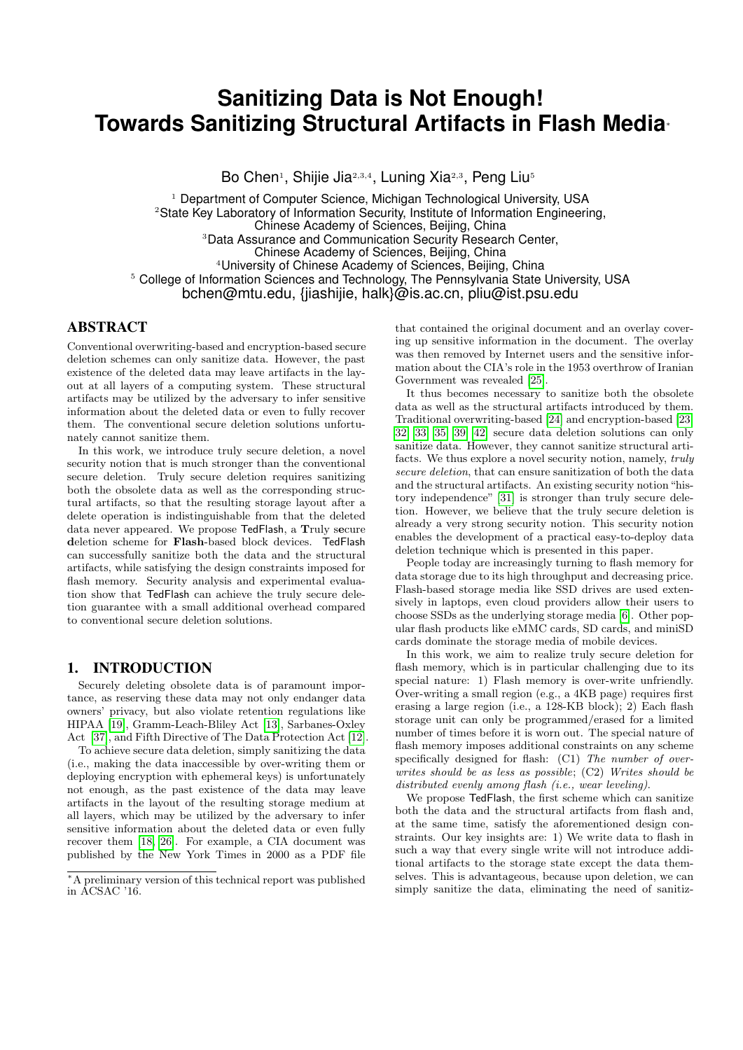# Sanitizing Data is Not Enough! Towards Sanitizing Structural Artifacts in Flash Media*

Bo Chen[1], Shijie Jia[2,3,4], Luning Xia[2,3], Peng Liu[5]

[1] Department of Computer Science, Michigan Technological University, USA
[2]State Key Laboratory of Information Security, Institute of Information Engineering, Chinese Academy of Sciences, Beijing, China
[3]Data Assurance and Communication Security Research Center, Chinese Academy of Sciences, Beijing, China
[4]University of Chinese Academy of Sciences, Beijing, China
[5] College of Information Sciences and Technology, The Pennsylvania State University, USA
bchen@mtu.edu, {jiashijie, halk}@is.ac.cn, pliu@ist.psu.edu

## ABSTRACT

Conventional overwriting-based and encryption-based secure deletion schemes can only sanitize data. However, the past existence of the deleted data may leave artifacts in the layout at all layers of a computing system. These structural artifacts may be utilized by the adversary to infer sensitive information about the deleted data or even to fully recover them. The conventional secure deletion solutions unfortunately cannot sanitize them.

In this work, we introduce truly secure deletion, a novel security notion that is much stronger than the conventional secure deletion. Truly secure deletion requires sanitizing both the obsolete data as well as the corresponding structural artifacts, so that the resulting storage layout after a delete operation is indistinguishable from that the deleted data never appeared. We propose TedFlash, a **T**ruly s**e**cure **d**eletion scheme for **Flash**-based block devices. TedFlash can successfully sanitize both the data and the structural artifacts, while satisfying the design constraints imposed for flash memory. Security analysis and experimental evaluation show that TedFlash can achieve the truly secure deletion guarantee with a small additional overhead compared to conventional secure deletion solutions.

## 1. INTRODUCTION

Securely deleting obsolete data is of paramount importance, as reserving these data may not only endanger data owners' privacy, but also violate retention regulations like HIPAA [19], Gramm-Leach-Bliley Act [13], Sarbanes-Oxley Act [37], and Fifth Directive of The Data Protection Act [12].

To achieve secure data deletion, simply sanitizing the data (i.e., making the data inaccessible by over-writing them or deploying encryption with ephemeral keys) is unfortunately not enough, as the past existence of the data may leave artifacts in the layout of the resulting storage medium at all layers, which may be utilized by the adversary to infer sensitive information about the deleted data or even fully recover them [18, 26]. For example, a CIA document was published by the New York Times in 2000 as a PDF file that contained the original document and an overlay covering up sensitive information in the document. The overlay was then removed by Internet users and the sensitive information about the CIA's role in the 1953 overthrow of Iranian Government was revealed [25].

It thus becomes necessary to sanitize both the obsolete data as well as the structural artifacts introduced by them. Traditional overwriting-based [24] and encryption-based [23, 32, 33, 35, 39, 42] secure data deletion solutions can only sanitize data. However, they cannot sanitize structural artifacts. We thus explore a novel security notion, namely, *truly secure deletion*, that can ensure sanitization of both the data and the structural artifacts. An existing security notion "history independence" [31] is stronger than truly secure deletion. However, we believe that the truly secure deletion is already a very strong security notion. This security notion enables the development of a practical easy-to-deploy data deletion technique which is presented in this paper.

People today are increasingly turning to flash memory for data storage due to its high throughput and decreasing price. Flash-based storage media like SSD drives are used extensively in laptops, even cloud providers allow their users to choose SSDs as the underlying storage media [6]. Other popular flash products like eMMC cards, SD cards, and miniSD cards dominate the storage media of mobile devices.

In this work, we aim to realize truly secure deletion for flash memory, which is in particular challenging due to its special nature: 1) Flash memory is over-write unfriendly. Over-writing a small region (e.g., a 4KB page) requires first erasing a large region (i.e., a 128-KB block); 2) Each flash storage unit can only be programmed/erased for a limited number of times before it is worn out. The special nature of flash memory imposes additional constraints on any scheme specifically designed for flash: (C1) *The number of over-writes should be as less as possible*; (C2) *Writes should be distributed evenly among flash (i.e., wear leveling)*.

We propose TedFlash, the first scheme which can sanitize both the data and the structural artifacts from flash and, at the same time, satisfy the aforementioned design constraints. Our key insights are: 1) We write data to flash in such a way that every single write will not introduce additional artifacts to the storage state except the data themselves. This is advantageous, because upon deletion, we can simply sanitize the data, eliminating the need of sanitiz-

*A preliminary version of this technical report was published in ACSAC '16.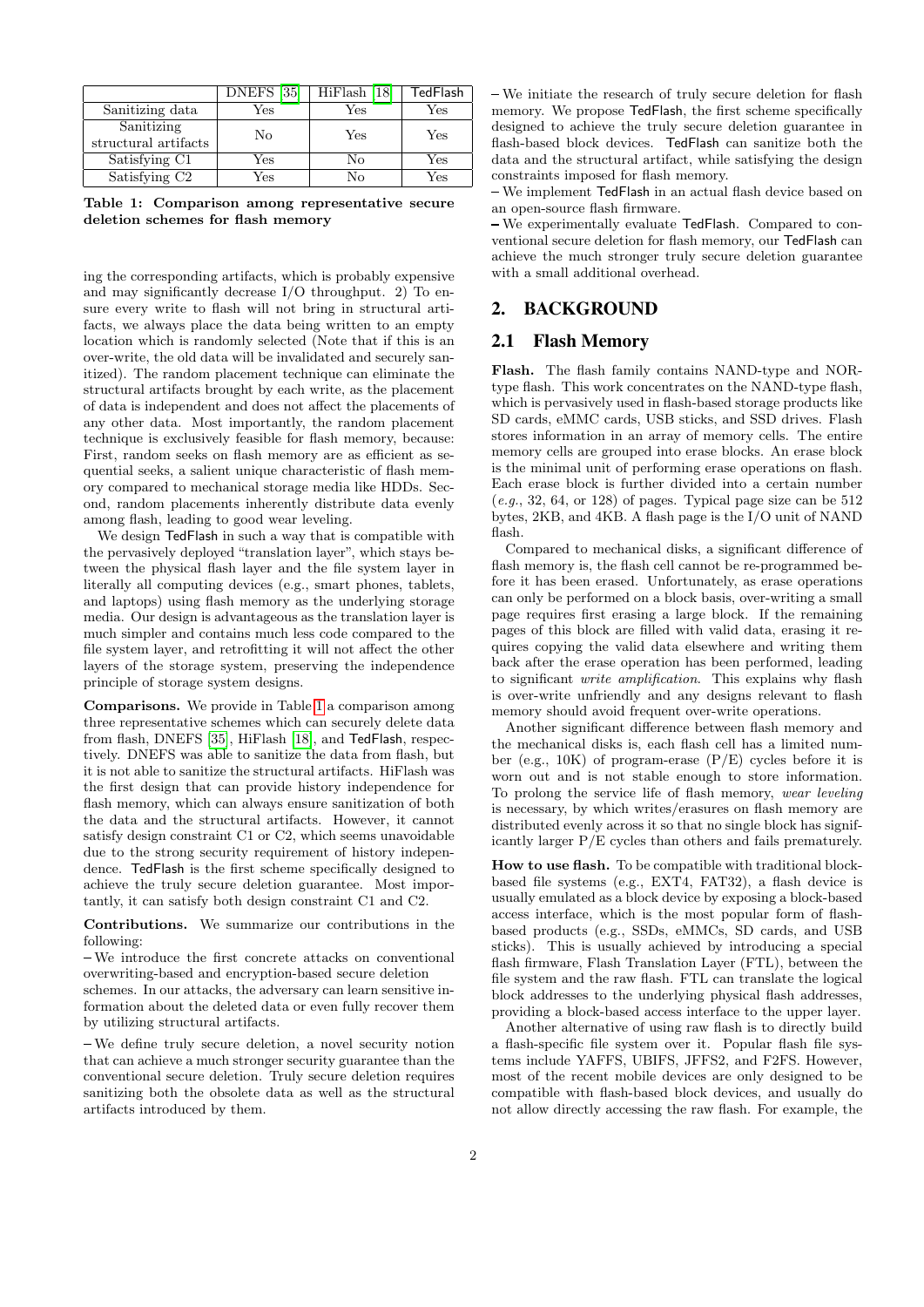| | DNEFS [35] | HiFlash [18] | TedFlash |
|---|---|---|---|
| Sanitizing data | Yes | Yes | Yes |
| Sanitizing structural artifacts | No | Yes | Yes |
| Satisfying C1 | Yes | No | Yes |
| Satisfying C2 | Yes | No | Yes |

**Table 1: Comparison among representative secure deletion schemes for flash memory**

ing the corresponding artifacts, which is probably expensive and may significantly decrease I/O throughput. 2) To ensure every write to flash will not bring in structural artifacts, we always place the data being written to an empty location which is randomly selected (Note that if this is an over-write, the old data will be invalidated and securely sanitized). The random placement technique can eliminate the structural artifacts brought by each write, as the placement of data is independent and does not affect the placements of any other data. Most importantly, the random placement technique is exclusively feasible for flash memory, because: First, random seeks on flash memory are as efficient as sequential seeks, a salient unique characteristic of flash memory compared to mechanical storage media like HDDs. Second, random placements inherently distribute data evenly among flash, leading to good wear leveling.

We design TedFlash in such a way that is compatible with the pervasively deployed "translation layer", which stays between the physical flash layer and the file system layer in literally all computing devices (e.g., smart phones, tablets, and laptops) using flash memory as the underlying storage media. Our design is advantageous as the translation layer is much simpler and contains much less code compared to the file system layer, and retrofitting it will not affect the other layers of the storage system, preserving the independence principle of storage system designs.

**Comparisons.** We provide in Table 1 a comparison among three representative schemes which can securely delete data from flash, DNEFS [35], HiFlash [18], and TedFlash, respectively. DNEFS was able to sanitize the data from flash, but it is not able to sanitize the structural artifacts. HiFlash was the first design that can provide history independence for flash memory, which can always ensure sanitization of both the data and the structural artifacts. However, it cannot satisfy design constraint C1 or C2, which seems unavoidable due to the strong security requirement of history independence. TedFlash is the first scheme specifically designed to achieve the truly secure deletion guarantee. Most importantly, it can satisfy both design constraint C1 and C2.

**Contributions.** We summarize our contributions in the following:

– We introduce the first concrete attacks on conventional overwriting-based and encryption-based secure deletion schemes. In our attacks, the adversary can learn sensitive information about the deleted data or even fully recover them by utilizing structural artifacts.

– We define truly secure deletion, a novel security notion that can achieve a much stronger security guarantee than the conventional secure deletion. Truly secure deletion requires sanitizing both the obsolete data as well as the structural artifacts introduced by them.

– We initiate the research of truly secure deletion for flash memory. We propose TedFlash, the first scheme specifically designed to achieve the truly secure deletion guarantee in flash-based block devices. TedFlash can sanitize both the data and the structural artifact, while satisfying the design constraints imposed for flash memory.

– We implement TedFlash in an actual flash device based on an open-source flash firmware.

– We experimentally evaluate TedFlash. Compared to conventional secure deletion for flash memory, our TedFlash can achieve the much stronger truly secure deletion guarantee with a small additional overhead.

## 2. BACKGROUND

### 2.1 Flash Memory

**Flash.** The flash family contains NAND-type and NOR-type flash. This work concentrates on the NAND-type flash, which is pervasively used in flash-based storage products like SD cards, eMMC cards, USB sticks, and SSD drives. Flash stores information in an array of memory cells. The entire memory cells are grouped into erase blocks. An erase block is the minimal unit of performing erase operations on flash. Each erase block is further divided into a certain number (*e.g.*, 32, 64, or 128) of pages. Typical page size can be 512 bytes, 2KB, and 4KB. A flash page is the I/O unit of NAND flash.

Compared to mechanical disks, a significant difference of flash memory is, the flash cell cannot be re-programmed before it has been erased. Unfortunately, as erase operations can only be performed on a block basis, over-writing a small page requires first erasing a large block. If the remaining pages of this block are filled with valid data, erasing it requires copying the valid data elsewhere and writing them back after the erase operation has been performed, leading to significant *write amplification*. This explains why flash is over-write unfriendly and any designs relevant to flash memory should avoid frequent over-write operations.

Another significant difference between flash memory and the mechanical disks is, each flash cell has a limited number (e.g., 10K) of program-erase (P/E) cycles before it is worn out and is not stable enough to store information. To prolong the service life of flash memory, *wear leveling* is necessary, by which writes/erasures on flash memory are distributed evenly across it so that no single block has significantly larger P/E cycles than others and fails prematurely.

**How to use flash.** To be compatible with traditional block-based file systems (e.g., EXT4, FAT32), a flash device is usually emulated as a block device by exposing a block-based access interface, which is the most popular form of flash-based products (e.g., SSDs, eMMCs, SD cards, and USB sticks). This is usually achieved by introducing a special flash firmware, Flash Translation Layer (FTL), between the file system and the raw flash. FTL can translate the logical block addresses to the underlying physical flash addresses, providing a block-based access interface to the upper layer.

Another alternative of using raw flash is to directly build a flash-specific file system over it. Popular flash file systems include YAFFS, UBIFS, JFFS2, and F2FS. However, most of the recent mobile devices are only designed to be compatible with flash-based block devices, and usually do not allow directly accessing the raw flash. For example, the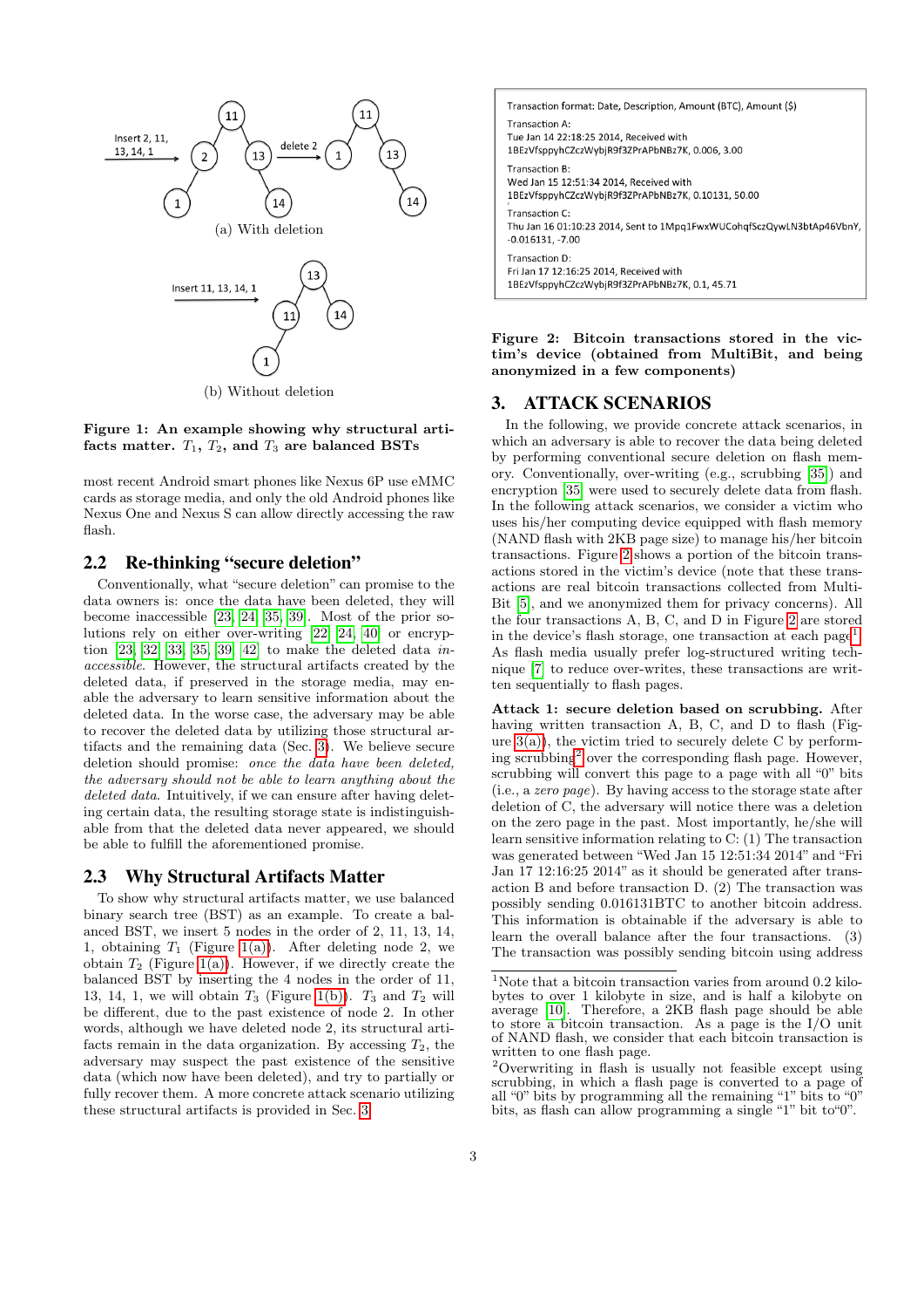Insert 2, 11, 13, 14, 1 → delete 2

(a) With deletion

Insert 11, 13, 14, 1

(b) Without deletion

**Figure 1: An example showing why structural artifacts matter. $T_1$, $T_2$, and $T_3$ are balanced BSTs**

most recent Android smart phones like Nexus 6P use eMMC cards as storage media, and only the old Android phones like Nexus One and Nexus S can allow directly accessing the raw flash.

## 2.2 Re-thinking "secure deletion"

Conventionally, what "secure deletion" can promise to the data owners is: once the data have been deleted, they will become inaccessible [23, 24, 35, 39]. Most of the prior solutions rely on either over-writing [22, 24, 40] or encryption [23, 32, 33, 35, 39, 42] to make the deleted data *inaccessible*. However, the structural artifacts created by the deleted data, if preserved in the storage media, may enable the adversary to learn sensitive information about the deleted data. In the worse case, the adversary may be able to recover the deleted data by utilizing those structural artifacts and the remaining data (Sec. 3). We believe secure deletion should promise: *once the data have been deleted, the adversary should not be able to learn anything about the deleted data*. Intuitively, if we can ensure after having deleting certain data, the resulting storage state is indistinguishable from that the deleted data never appeared, we should be able to fulfill the aforementioned promise.

## 2.3 Why Structural Artifacts Matter

To show why structural artifacts matter, we use balanced binary search tree (BST) as an example. To create a balanced BST, we insert 5 nodes in the order of 2, 11, 13, 14, 1, obtaining $T_1$ (Figure 1(a)). After deleting node 2, we obtain $T_2$ (Figure 1(a)). However, if we directly create the balanced BST by inserting the 4 nodes in the order of 11, 13, 14, 1, we will obtain $T_3$ (Figure 1(b)). $T_3$ and $T_2$ will be different, due to the past existence of node 2. In other words, although we have deleted node 2, its structural artifacts remain in the data organization. By accessing $T_2$, the adversary may suspect the past existence of the sensitive data (which now have been deleted), and try to partially or fully recover them. A more concrete attack scenario utilizing these structural artifacts is provided in Sec. 3.

Transaction format: Date, Description, Amount (BTC), Amount ($)

Transaction A:
Tue Jan 14 22:18:25 2014, Received with 1BEzVfsppyhCZczWybjR9f3ZPrAPbNBz7K, 0.006, 3.00

Transaction B:
Wed Jan 15 12:51:34 2014, Received with 1BEzVfsppyhCZczWybjR9f3ZPrAPbNBz7K, 0.10131, 50.00

Transaction C:
Thu Jan 16 01:10:23 2014, Sent to 1Mpq1FwxWUCohqfSczQywLN3btAp46VbnY, -0.016131, -7.00

Transaction D:
Fri Jan 17 12:16:25 2014, Received with 1BEzVfsppyhCZczWybjR9f3ZPrAPbNBz7K, 0.1, 45.71

**Figure 2: Bitcoin transactions stored in the victim's device (obtained from MultiBit, and being anonymized in a few components)**

# 3. ATTACK SCENARIOS

In the following, we provide concrete attack scenarios, in which an adversary is able to recover the data being deleted by performing conventional secure deletion on flash memory. Conventionally, over-writing (e.g., scrubbing [35]) and encryption [35] were used to securely delete data from flash. In the following attack scenarios, we consider a victim who uses his/her computing device equipped with flash memory (NAND flash with 2KB page size) to manage his/her bitcoin transactions. Figure 2 shows a portion of the bitcoin transactions stored in the victim's device (note that these transactions are real bitcoin transactions collected from MultiBit [5], and we anonymized them for privacy concerns). All the four transactions A, B, C, and D in Figure 2 are stored in the device's flash storage, one transaction at each page[1]. As flash media usually prefer log-structured writing technique [7] to reduce over-writes, these transactions are written sequentially to flash pages.

**Attack 1: secure deletion based on scrubbing.** After having written transaction A, B, C, and D to flash (Figure 3(a)), the victim tried to securely delete C by performing scrubbing[2] over the corresponding flash page. However, scrubbing will convert this page to a page with all "0" bits (i.e., a *zero page*). By having access to the storage state after deletion of C, the adversary will notice there was a deletion on the zero page in the past. Most importantly, he/she will learn sensitive information relating to C: (1) The transaction was generated between "Wed Jan 15 12:51:34 2014" and "Fri Jan 17 12:16:25 2014" as it should be generated after transaction B and before transaction D. (2) The transaction was possibly sending 0.016131BTC to another bitcoin address. This information is obtainable if the adversary is able to learn the overall balance after the four transactions. (3) The transaction was possibly sending bitcoin using address

[1] Note that a bitcoin transaction varies from around 0.2 kilobytes to over 1 kilobyte in size, and is half a kilobyte on average [10]. Therefore, a 2KB flash page should be able to store a bitcoin transaction. As a page is the I/O unit of NAND flash, we consider that each bitcoin transaction is written to one flash page.

[2] Overwriting in flash is usually not feasible except using scrubbing, in which a flash page is converted to a page of all "0" bits by programming all the remaining "1" bits to "0" bits, as flash can allow programming a single "1" bit to "0".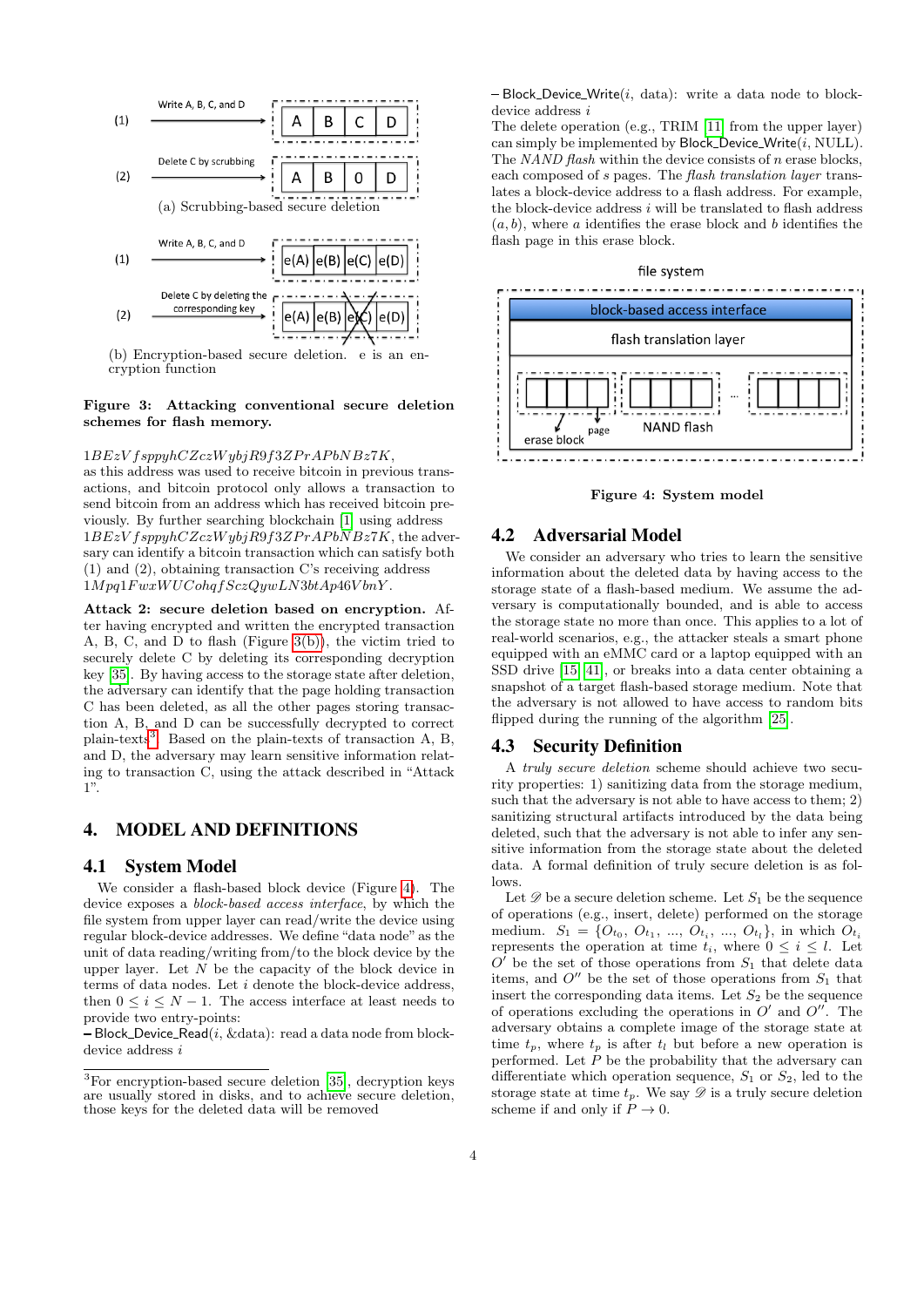(a) Scrubbing-based secure deletion

(b) Encryption-based secure deletion. e is an encryption function

**Figure 3: Attacking conventional secure deletion schemes for flash memory.**

$1BEzVfsppyhCZczWybjR9f3ZPrAPbNBz7K$, as this address was used to receive bitcoin in previous transactions, and bitcoin protocol only allows a transaction to send bitcoin from an address which has received bitcoin previously. By further searching blockchain [1] using address $1BEzVfsppyhCZczWybjR9f3ZPrAPbNBz7K$, the adversary can identify a bitcoin transaction which can satisfy both (1) and (2), obtaining transaction C's receiving address $1Mpq1FwxWUCohqfSczQywLN3btAp46VbnY$.

**Attack 2: secure deletion based on encryption.** After having encrypted and written the encrypted transaction A, B, C, and D to flash (Figure 3(b)), the victim tried to securely delete C by deleting its corresponding decryption key [35]. By having access to the storage state after deletion, the adversary can identify that the page holding transaction C has been deleted, as all the other pages storing transaction A, B, and D can be successfully decrypted to correct plain-texts[3]. Based on the plain-texts of transaction A, B, and D, the adversary may learn sensitive information relating to transaction C, using the attack described in "Attack 1".

# 4. MODEL AND DEFINITIONS

## 4.1 System Model

We consider a flash-based block device (Figure 4). The device exposes a *block-based access interface*, by which the file system from upper layer can read/write the device using regular block-device addresses. We define "data node" as the unit of data reading/writing from/to the block device by the upper layer. Let $N$ be the capacity of the block device in terms of data nodes. Let $i$ denote the block-device address, then $0 \le i \le N-1$. The access interface at least needs to provide two entry-points:

– Block_Device_Read($i$, &data): read a data node from block-device address $i$

– Block_Device_Write($i$, data): write a data node to block-device address $i$

The delete operation (e.g., TRIM [11] from the upper layer) can simply be implemented by Block_Device_Write($i$, NULL). The *NAND flash* within the device consists of $n$ erase blocks, each composed of $s$ pages. The *flash translation layer* translates a block-device address to a flash address. For example, the block-device address $i$ will be translated to flash address $(a, b)$, where $a$ identifies the erase block and $b$ identifies the flash page in this erase block.

**Figure 4: System model**

## 4.2 Adversarial Model

We consider an adversary who tries to learn the sensitive information about the deleted data by having access to the storage state of a flash-based medium. We assume the adversary is computationally bounded, and is able to access the storage state no more than once. This applies to a lot of real-world scenarios, e.g., the attacker steals a smart phone equipped with an eMMC card or a laptop equipped with an SSD drive [15, 41], or breaks into a data center obtaining a snapshot of a target flash-based storage medium. Note that the adversary is not allowed to have access to random bits flipped during the running of the algorithm [25].

## 4.3 Security Definition

A *truly secure deletion* scheme should achieve two security properties: 1) sanitizing data from the storage medium, such that the adversary is not able to have access to them; 2) sanitizing structural artifacts introduced by the data being deleted, such that the adversary is not able to infer any sensitive information from the storage state about the deleted data. A formal definition of truly secure deletion is as follows.

Let $\mathscr{D}$ be a secure deletion scheme. Let $S_1$ be the sequence of operations (e.g., insert, delete) performed on the storage medium. $S_1 = \{O_{t_0}, O_{t_1}, ..., O_{t_i}, ..., O_{t_l}\}$, in which $O_{t_i}$ represents the operation at time $t_i$, where $0 \le i \le l$. Let $O'$ be the set of those operations from $S_1$ that delete data items, and $O''$ be the set of those operations from $S_1$ that insert the corresponding data items. Let $S_2$ be the sequence of operations excluding the operations in $O'$ and $O''$. The adversary obtains a complete image of the storage state at time $t_p$, where $t_p$ is after $t_l$ but before a new operation is performed. Let $P$ be the probability that the adversary can differentiate which operation sequence, $S_1$ or $S_2$, led to the storage state at time $t_p$. We say $\mathscr{D}$ is a truly secure deletion scheme if and only if $P \to 0$.

[3] For encryption-based secure deletion [35], decryption keys are usually stored in disks, and to achieve secure deletion, those keys for the deleted data will be removed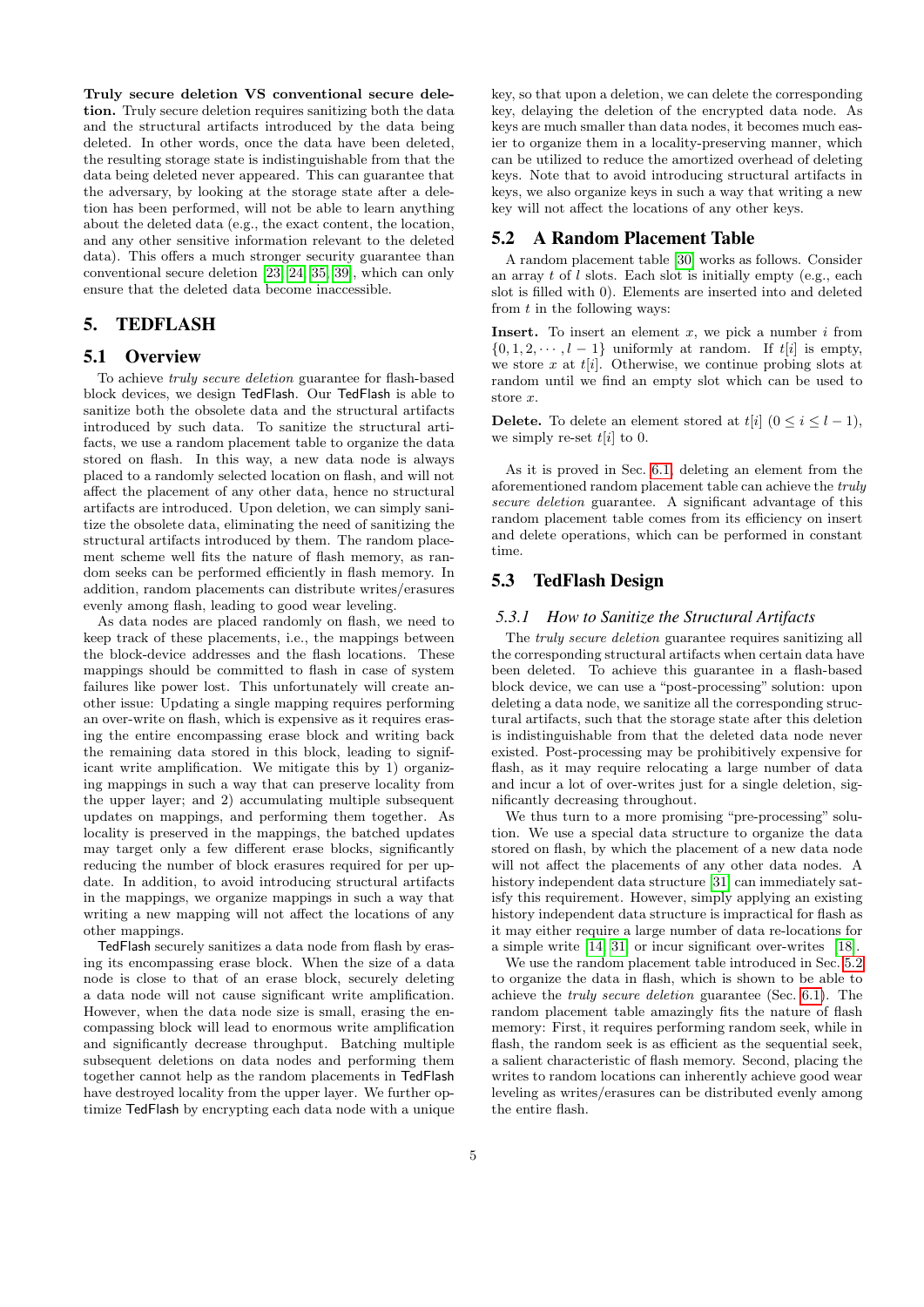**Truly secure deletion VS conventional secure deletion.** Truly secure deletion requires sanitizing both the data and the structural artifacts introduced by the data being deleted. In other words, once the data have been deleted, the resulting storage state is indistinguishable from that the data being deleted never appeared. This can guarantee that the adversary, by looking at the storage state after a deletion has been performed, will not be able to learn anything about the deleted data (e.g., the exact content, the location, and any other sensitive information relevant to the deleted data). This offers a much stronger security guarantee than conventional secure deletion [23, 24, 35, 39], which can only ensure that the deleted data become inaccessible.

# 5. TEDFLASH

## 5.1 Overview

To achieve *truly secure deletion* guarantee for flash-based block devices, we design TedFlash. Our TedFlash is able to sanitize both the obsolete data and the structural artifacts introduced by such data. To sanitize the structural artifacts, we use a random placement table to organize the data stored on flash. In this way, a new data node is always placed to a randomly selected location on flash, and will not affect the placement of any other data, hence no structural artifacts are introduced. Upon deletion, we can simply sanitize the obsolete data, eliminating the need of sanitizing the structural artifacts introduced by them. The random placement scheme well fits the nature of flash memory, as random seeks can be performed efficiently in flash memory. In addition, random placements can distribute writes/erasures evenly among flash, leading to good wear leveling.

As data nodes are placed randomly on flash, we need to keep track of these placements, i.e., the mappings between the block-device addresses and the flash locations. These mappings should be committed to flash in case of system failures like power lost. This unfortunately will create another issue: Updating a single mapping requires performing an over-write on flash, which is expensive as it requires erasing the entire encompassing erase block and writing back the remaining data stored in this block, leading to significant write amplification. We mitigate this by 1) organizing mappings in such a way that can preserve locality from the upper layer; and 2) accumulating multiple subsequent updates on mappings, and performing them together. As locality is preserved in the mappings, the batched updates may target only a few different erase blocks, significantly reducing the number of block erasures required for per update. In addition, to avoid introducing structural artifacts in the mappings, we organize mappings in such a way that writing a new mapping will not affect the locations of any other mappings.

TedFlash securely sanitizes a data node from flash by erasing its encompassing erase block. When the size of a data node is close to that of an erase block, securely deleting a data node will not cause significant write amplification. However, when the data node size is small, erasing the encompassing block will lead to enormous write amplification and significantly decrease throughput. Batching multiple subsequent deletions on data nodes and performing them together cannot help as the random placements in TedFlash have destroyed locality from the upper layer. We further optimize TedFlash by encrypting each data node with a unique key, so that upon a deletion, we can delete the corresponding key, delaying the deletion of the encrypted data node. As keys are much smaller than data nodes, it becomes much easier to organize them in a locality-preserving manner, which can be utilized to reduce the amortized overhead of deleting keys. Note that to avoid introducing structural artifacts in keys, we also organize keys in such a way that writing a new key will not affect the locations of any other keys.

## 5.2 A Random Placement Table

A random placement table [30] works as follows. Consider an array $t$ of $l$ slots. Each slot is initially empty (e.g., each slot is filled with 0). Elements are inserted into and deleted from $t$ in the following ways:

**Insert.** To insert an element $x$, we pick a number $i$ from $\{0, 1, 2, \cdots, l-1\}$ uniformly at random. If $t[i]$ is empty, we store $x$ at $t[i]$. Otherwise, we continue probing slots at random until we find an empty slot which can be used to store $x$.

**Delete.** To delete an element stored at $t[i]$ $(0 \le i \le l-1)$, we simply re-set $t[i]$ to 0.

As it is proved in Sec. 6.1, deleting an element from the aforementioned random placement table can achieve the *truly secure deletion* guarantee. A significant advantage of this random placement table comes from its efficiency on insert and delete operations, which can be performed in constant time.

## 5.3 TedFlash Design

### 5.3.1 How to Sanitize the Structural Artifacts

The *truly secure deletion* guarantee requires sanitizing all the corresponding structural artifacts when certain data have been deleted. To achieve this guarantee in a flash-based block device, we can use a "post-processing" solution: upon deleting a data node, we sanitize all the corresponding structural artifacts, such that the storage state after this deletion is indistinguishable from that the deleted data node never existed. Post-processing may be prohibitively expensive for flash, as it may require relocating a large number of data and incur a lot of over-writes just for a single deletion, significantly decreasing throughput.

We thus turn to a more promising "pre-processing" solution. We use a special data structure to organize the data stored on flash, by which the placement of a new data node will not affect the placements of any other data nodes. A history independent data structure [31] can immediately satisfy this requirement. However, simply applying an existing history independent data structure is impractical for flash as it may either require a large number of data re-locations for a simple write [14, 31] or incur significant over-writes [18].

We use the random placement table introduced in Sec. 5.2 to organize the data in flash, which is shown to be able to achieve the *truly secure deletion* guarantee (Sec. 6.1). The random placement table amazingly fits the nature of flash memory: First, it requires performing random seek, while in flash, the random seek is as efficient as the sequential seek, a salient characteristic of flash memory. Second, placing the writes to random locations can inherently achieve good wear leveling as writes/erasures can be distributed evenly among the entire flash.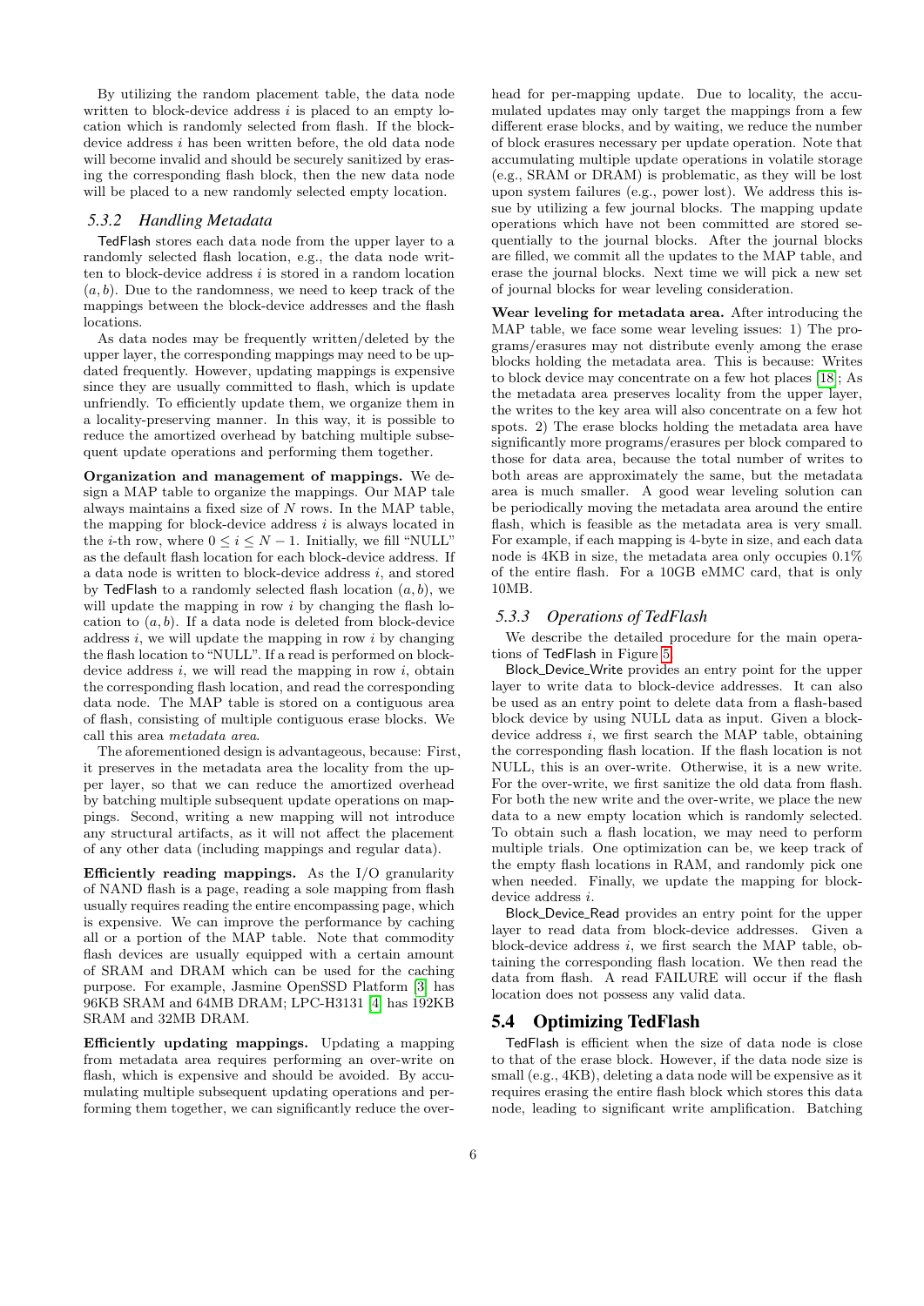By utilizing the random placement table, the data node written to block-device address $i$ is placed to an empty location which is randomly selected from flash. If the block-device address $i$ has been written before, the old data node will become invalid and should be securely sanitized by erasing the corresponding flash block, then the new data node will be placed to a new randomly selected empty location.

### 5.3.2 Handling Metadata

TedFlash stores each data node from the upper layer to a randomly selected flash location, e.g., the data node written to block-device address $i$ is stored in a random location $(a, b)$. Due to the randomness, we need to keep track of the mappings between the block-device addresses and the flash locations.

As data nodes may be frequently written/deleted by the upper layer, the corresponding mappings may need to be updated frequently. However, updating mappings is expensive since they are usually committed to flash, which is update unfriendly. To efficiently update them, we organize them in a locality-preserving manner. In this way, it is possible to reduce the amortized overhead by batching multiple subsequent update operations and performing them together.

**Organization and management of mappings.** We design a MAP table to organize the mappings. Our MAP tale always maintains a fixed size of $N$ rows. In the MAP table, the mapping for block-device address $i$ is always located in the $i$-th row, where $0 \leq i \leq N-1$. Initially, we fill "NULL" as the default flash location for each block-device address. If a data node is written to block-device address $i$, and stored by TedFlash to a randomly selected flash location $(a, b)$, we will update the mapping in row $i$ by changing the flash location to $(a, b)$. If a data node is deleted from block-device address $i$, we will update the mapping in row $i$ by changing the flash location to "NULL". If a read is performed on block-device address $i$, we will read the mapping in row $i$, obtain the corresponding flash location, and read the corresponding data node. The MAP table is stored on a contiguous area of flash, consisting of multiple contiguous erase blocks. We call this area *metadata area*.

The aforementioned design is advantageous, because: First, it preserves in the metadata area the locality from the upper layer, so that we can reduce the amortized overhead by batching multiple subsequent update operations on mappings. Second, writing a new mapping will not introduce any structural artifacts, as it will not affect the placement of any other data (including mappings and regular data).

**Efficiently reading mappings.** As the I/O granularity of NAND flash is a page, reading a sole mapping from flash usually requires reading the entire encompassing page, which is expensive. We can improve the performance by caching all or a portion of the MAP table. Note that commodity flash devices are usually equipped with a certain amount of SRAM and DRAM which can be used for the caching purpose. For example, Jasmine OpenSSD Platform [3] has 96KB SRAM and 64MB DRAM; LPC-H3131 [4] has 192KB SRAM and 32MB DRAM.

**Efficiently updating mappings.** Updating a mapping from metadata area requires performing an over-write on flash, which is expensive and should be avoided. By accumulating multiple subsequent updating operations and performing them together, we can significantly reduce the overhead for per-mapping update. Due to locality, the accumulated updates may only target the mappings from a few different erase blocks, and by waiting, we reduce the number of block erasures necessary per update operation. Note that accumulating multiple update operations in volatile storage (e.g., SRAM or DRAM) is problematic, as they will be lost upon system failures (e.g., power lost). We address this issue by utilizing a few journal blocks. The mapping update operations which have not been committed are stored sequentially to the journal blocks. After the journal blocks are filled, we commit all the updates to the MAP table, and erase the journal blocks. Next time we will pick a new set of journal blocks for wear leveling consideration.

**Wear leveling for metadata area.** After introducing the MAP table, we face some wear leveling issues: 1) The programs/erasures may not distribute evenly among the erase blocks holding the metadata area. This is because: Writes to block device may concentrate on a few hot places [18]; As the metadata area preserves locality from the upper layer, the writes to the key area will also concentrate on a few hot spots. 2) The erase blocks holding the metadata area have significantly more programs/erasures per block compared to those for data area, because the total number of writes to both areas are approximately the same, but the metadata area is much smaller. A good wear leveling solution can be periodically moving the metadata area around the entire flash, which is feasible as the metadata area is very small. For example, if each mapping is 4-byte in size, and each data node is 4KB in size, the metadata area only occupies 0.1% of the entire flash. For a 10GB eMMC card, that is only 10MB.

### 5.3.3 Operations of TedFlash

We describe the detailed procedure for the main operations of TedFlash in Figure 5.

Block_Device_Write provides an entry point for the upper layer to write data to block-device addresses. It can also be used as an entry point to delete data from a flash-based block device by using NULL data as input. Given a block-device address $i$, we first search the MAP table, obtaining the corresponding flash location. If the flash location is not NULL, this is an over-write. Otherwise, it is a new write. For the over-write, we first sanitize the old data from flash. For both the new write and the over-write, we place the new data to a new empty location which is randomly selected. To obtain such a flash location, we may need to perform multiple trials. One optimization can be, we keep track of the empty flash locations in RAM, and randomly pick one when needed. Finally, we update the mapping for block-device address $i$.

Block_Device_Read provides an entry point for the upper layer to read data from block-device addresses. Given a block-device address $i$, we first search the MAP table, obtaining the corresponding flash location. We then read the data from flash. A read FAILURE will occur if the flash location does not possess any valid data.

## 5.4 Optimizing TedFlash

TedFlash is efficient when the size of data node is close to that of the erase block. However, if the data node size is small (e.g., 4KB), deleting a data node will be expensive as it requires erasing the entire flash block which stores this data node, leading to significant write amplification. Batching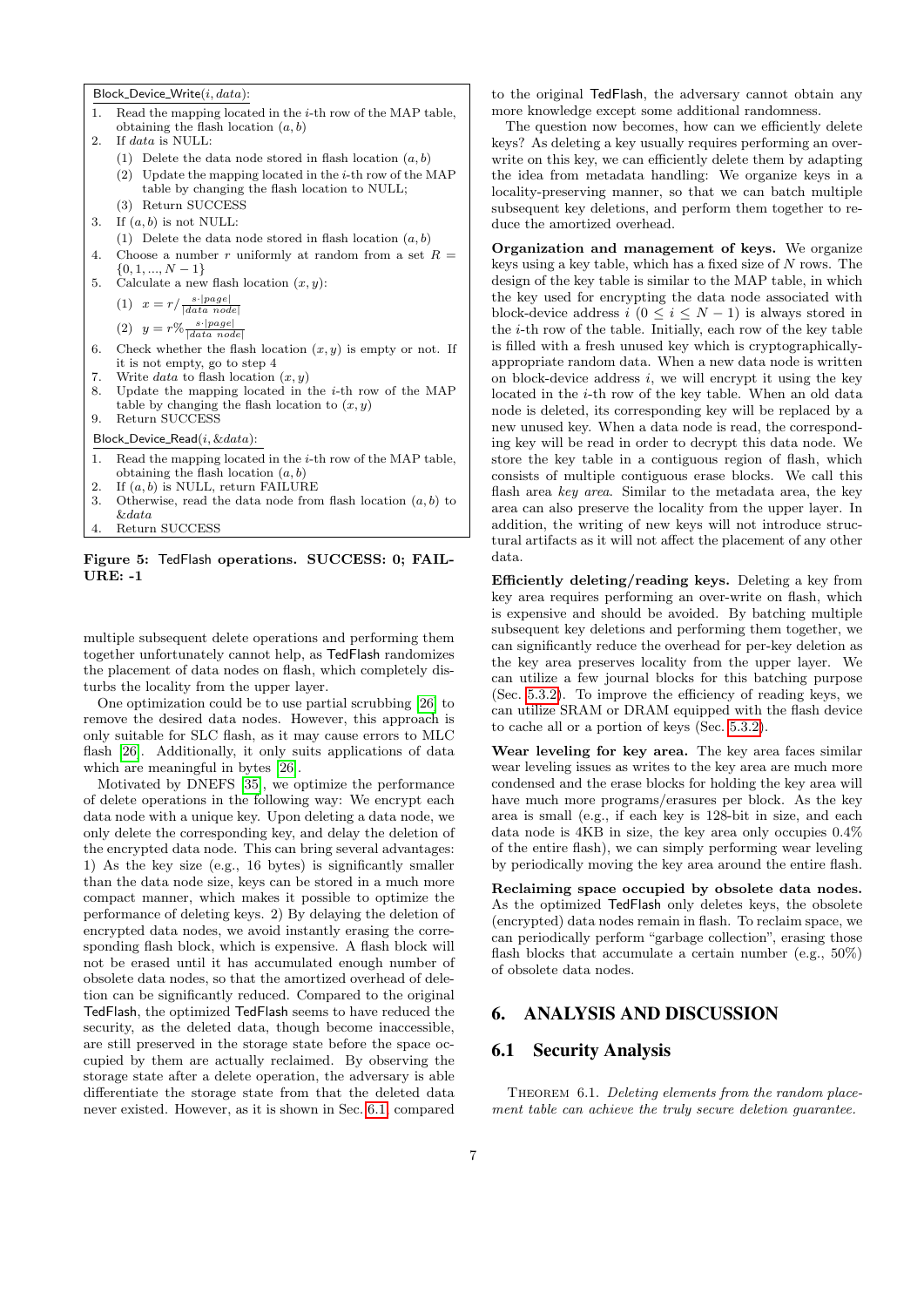Block_Device_Write($i$, $data$):

1. Read the mapping located in the $i$-th row of the MAP table, obtaining the flash location $(a, b)$
2. If $data$ is NULL:
   - (1) Delete the data node stored in flash location $(a, b)$
   - (2) Update the mapping located in the $i$-th row of the MAP table by changing the flash location to NULL;
   - (3) Return SUCCESS
3. If $(a, b)$ is not NULL:
   - (1) Delete the data node stored in flash location $(a, b)$
4. Choose a number $r$ uniformly at random from a set $R = \{0, 1, ..., N-1\}$
5. Calculate a new flash location $(x, y)$:
   - (1) $x = r / \frac{s \cdot |page|}{|data\ node|}$
   - (2) $y = r \% \frac{s \cdot |page|}{|data\ node|}$
6. Check whether the flash location $(x, y)$ is empty or not. If it is not empty, go to step 4
7. Write $data$ to flash location $(x, y)$
8. Update the mapping located in the $i$-th row of the MAP table by changing the flash location to $(x, y)$
9. Return SUCCESS

Block_Device_Read($i$, $\&data$):

1. Read the mapping located in the $i$-th row of the MAP table, obtaining the flash location $(a, b)$
2. If $(a, b)$ is NULL, return FAILURE
3. Otherwise, read the data node from flash location $(a, b)$ to $\&data$
4. Return SUCCESS

**Figure 5: TedFlash operations. SUCCESS: 0; FAILURE: -1**

multiple subsequent delete operations and performing them together unfortunately cannot help, as TedFlash randomizes the placement of data nodes on flash, which completely disturbs the locality from the upper layer.

One optimization could be to use partial scrubbing [26] to remove the desired data nodes. However, this approach is only suitable for SLC flash, as it may cause errors to MLC flash [26]. Additionally, it only suits applications of data which are meaningful in bytes [26].

Motivated by DNEFS [35], we optimize the performance of delete operations in the following way: We encrypt each data node with a unique key. Upon deleting a data node, we only delete the corresponding key, and delay the deletion of the encrypted data node. This can bring several advantages: 1) As the key size (e.g., 16 bytes) is significantly smaller than the data node size, keys can be stored in a much more compact manner, which makes it possible to optimize the performance of deleting keys. 2) By delaying the deletion of encrypted data nodes, we avoid instantly erasing the corresponding flash block, which is expensive. A flash block will not be erased until it has accumulated enough number of obsolete data nodes, so that the amortized overhead of deletion can be significantly reduced. Compared to the original TedFlash, the optimized TedFlash seems to have reduced the security, as the deleted data, though become inaccessible, are still preserved in the storage state before the space occupied by them are actually reclaimed. By observing the storage state after a delete operation, the adversary is able differentiate the storage state from that the deleted data never existed. However, as it is shown in Sec. 6.1, compared to the original TedFlash, the adversary cannot obtain any more knowledge except some additional randomness.

The question now becomes, how can we efficiently delete keys? As deleting a key usually requires performing an overwrite on this key, we can efficiently delete them by adapting the idea from metadata handling: We organize keys in a locality-preserving manner, so that we can batch multiple subsequent key deletions, and perform them together to reduce the amortized overhead.

**Organization and management of keys.** We organize keys using a key table, which has a fixed size of $N$ rows. The design of the key table is similar to the MAP table, in which the key used for encrypting the data node associated with block-device address $i$ ($0 \leq i \leq N-1$) is always stored in the $i$-th row of the table. Initially, each row of the key table is filled with a fresh unused key which is cryptographically-appropriate random data. When a new data node is written on block-device address $i$, we will encrypt it using the key located in the $i$-th row of the key table. When an old data node is deleted, its corresponding key will be replaced by a new unused key. When a data node is read, the corresponding key will be read in order to decrypt this data node. We store the key table in a contiguous region of flash, which consists of multiple contiguous erase blocks. We call this flash area *key area*. Similar to the metadata area, the key area can also preserve the locality from the upper layer. In addition, the writing of new keys will not introduce structural artifacts as it will not affect the placement of any other data.

**Efficiently deleting/reading keys.** Deleting a key from key area requires performing an over-write on flash, which is expensive and should be avoided. By batching multiple subsequent key deletions and performing them together, we can significantly reduce the overhead for per-key deletion as the key area preserves locality from the upper layer. We can utilize a few journal blocks for this batching purpose (Sec. 5.3.2). To improve the efficiency of reading keys, we can utilize SRAM or DRAM equipped with the flash device to cache all or a portion of keys (Sec. 5.3.2).

**Wear leveling for key area.** The key area faces similar wear leveling issues as writes to the key area are much more condensed and the erase blocks for holding the key area will have much more programs/erasures per block. As the key area is small (e.g., if each key is 128-bit in size, and each data node is 4KB in size, the key area only occupies 0.4% of the entire flash), we can simply performing wear leveling by periodically moving the key area around the entire flash.

**Reclaiming space occupied by obsolete data nodes.** As the optimized TedFlash only deletes keys, the obsolete (encrypted) data nodes remain in flash. To reclaim space, we can periodically perform "garbage collection", erasing those flash blocks that accumulate a certain number (e.g., 50%) of obsolete data nodes.

# 6. ANALYSIS AND DISCUSSION

## 6.1 Security Analysis

THEOREM 6.1. *Deleting elements from the random placement table can achieve the truly secure deletion guarantee.*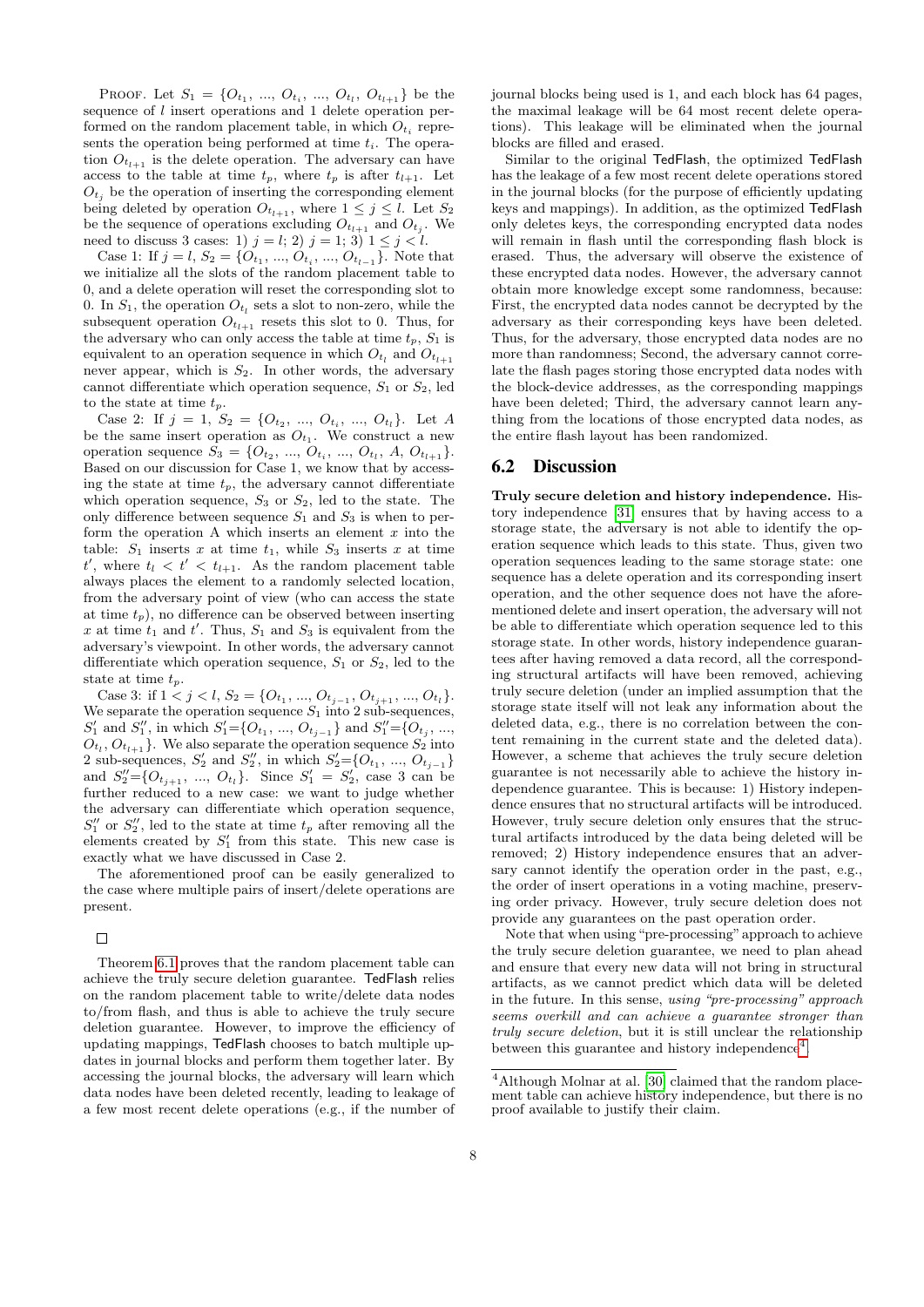PROOF. Let $S_1 = \{O_{t_1}, ..., O_{t_i}, ..., O_{t_l}, O_{t_{l+1}}\}$ be the sequence of $l$ insert operations and 1 delete operation performed on the random placement table, in which $O_{t_i}$ represents the operation being performed at time $t_i$. The operation $O_{t_{l+1}}$ is the delete operation. The adversary can have access to the table at time $t_p$, where $t_p$ is after $t_{l+1}$. Let $O_{t_j}$ be the operation of inserting the corresponding element being deleted by operation $O_{t_{l+1}}$, where $1 \leq j \leq l$. Let $S_2$ be the sequence of operations excluding $O_{t_{l+1}}$ and $O_{t_j}$. We need to discuss 3 cases: 1) $j = l$; 2) $j = 1$; 3) $1 \leq j < l$.

Case 1: If $j = l$, $S_2 = \{O_{t_1}, ..., O_{t_i}, ..., O_{t_{l-1}}\}$. Note that we initialize all the slots of the random placement table to 0, and a delete operation will reset the corresponding slot to 0. In $S_1$, the operation $O_{t_l}$ sets a slot to non-zero, while the subsequent operation $O_{t_{l+1}}$ resets this slot to 0. Thus, for the adversary who can only access the table at time $t_p$, $S_1$ is equivalent to an operation sequence in which $O_{t_l}$ and $O_{t_{l+1}}$ never appear, which is $S_2$. In other words, the adversary cannot differentiate which operation sequence, $S_1$ or $S_2$, led to the state at time $t_p$.

Case 2: If $j = 1$, $S_2 = \{O_{t_2}, ..., O_{t_i}, ..., O_{t_l}\}$. Let $A$ be the same insert operation as $O_{t_1}$. We construct a new operation sequence $S_3 = \{O_{t_2}, ..., O_{t_i}, ..., O_{t_l}, A, O_{t_{l+1}}\}$. Based on our discussion for Case 1, we know that by accessing the state at time $t_p$, the adversary cannot differentiate which operation sequence, $S_3$ or $S_2$, led to the state. The only difference between sequence $S_1$ and $S_3$ is when to perform the operation A which inserts an element $x$ into the table: $S_1$ inserts $x$ at time $t_1$, while $S_3$ inserts $x$ at time $t'$, where $t_l < t' < t_{l+1}$. As the random placement table always places the element to a randomly selected location, from the adversary point of view (who can access the state at time $t_p$), no difference can be observed between inserting $x$ at time $t_1$ and $t'$. Thus, $S_1$ and $S_3$ is equivalent from the adversary's viewpoint. In other words, the adversary cannot differentiate which operation sequence, $S_1$ or $S_2$, led to the state at time $t_p$.

Case 3: if $1 < j < l$, $S_2 = \{O_{t_1}, ..., O_{t_{j-1}}, O_{t_{j+1}}, ..., O_{t_l}\}$. We separate the operation sequence $S_1$ into 2 sub-sequences, $S'_1$ and $S''_1$, in which $S'_1 = \{O_{t_1}, ..., O_{t_{j-1}}\}$ and $S''_1 = \{O_{t_j}, ..., O_{t_l}, O_{t_{l+1}}\}$. We also separate the operation sequence $S_2$ into 2 sub-sequences, $S'_2$ and $S''_2$, in which $S'_2 = \{O_{t_1}, ..., O_{t_{j-1}}\}$ and $S''_2 = \{O_{t_{j+1}}, ..., O_{t_l}\}$. Since $S'_1 = S'_2$, case 3 can be further reduced to a new case: we want to judge whether the adversary can differentiate which operation sequence, $S''_1$ or $S''_2$, led to the state at time $t_p$ after removing all the elements created by $S'_1$ from this state. This new case is exactly what we have discussed in Case 2.

The aforementioned proof can be easily generalized to the case where multiple pairs of insert/delete operations are present.

□

Theorem 6.1 proves that the random placement table can achieve the truly secure deletion guarantee. TedFlash relies on the random placement table to write/delete data nodes to/from flash, and thus is able to achieve the truly secure deletion guarantee. However, to improve the efficiency of updating mappings, TedFlash chooses to batch multiple updates in journal blocks and perform them together later. By accessing the journal blocks, the adversary will learn which data nodes have been deleted recently, leading to leakage of a few most recent delete operations (e.g., if the number of journal blocks being used is 1, and each block has 64 pages, the maximal leakage will be 64 most recent delete operations). This leakage will be eliminated when the journal blocks are filled and erased.

Similar to the original TedFlash, the optimized TedFlash has the leakage of a few most recent delete operations stored in the journal blocks (for the purpose of efficiently updating keys and mappings). In addition, as the optimized TedFlash only deletes keys, the corresponding encrypted data nodes will remain in flash until the corresponding flash block is erased. Thus, the adversary will observe the existence of these encrypted data nodes. However, the adversary cannot obtain more knowledge except some randomness, because: First, the encrypted data nodes cannot be decrypted by the adversary as their corresponding keys have been deleted. Thus, for the adversary, those encrypted data nodes are no more than randomness; Second, the adversary cannot correlate the flash pages storing those encrypted data nodes with the block-device addresses, as the corresponding mappings have been deleted; Third, the adversary cannot learn anything from the locations of those encrypted data nodes, as the entire flash layout has been randomized.

## 6.2 Discussion

**Truly secure deletion and history independence.** History independence [31] ensures that by having access to a storage state, the adversary is not able to identify the operation sequence which leads to this state. Thus, given two operation sequences leading to the same storage state: one sequence has a delete operation and its corresponding insert operation, and the other sequence does not have the aforementioned delete and insert operation, the adversary will not be able to differentiate which operation sequence led to this storage state. In other words, history independence guarantees after having removed a data record, all the corresponding structural artifacts will have been removed, achieving truly secure deletion (under an implied assumption that the storage state itself will not leak any information about the deleted data, e.g., there is no correlation between the content remaining in the current state and the deleted data). However, a scheme that achieves the truly secure deletion guarantee is not necessarily able to achieve the history independence guarantee. This is because: 1) History independence ensures that no structural artifacts will be introduced. However, truly secure deletion only ensures that the structural artifacts introduced by the data being deleted will be removed; 2) History independence ensures that an adversary cannot identify the operation order in the past, e.g., the order of insert operations in a voting machine, preserving order privacy. However, truly secure deletion does not provide any guarantees on the past operation order.

Note that when using "pre-processing" approach to achieve the truly secure deletion guarantee, we need to plan ahead and ensure that every new data will not bring in structural artifacts, as we cannot predict which data will be deleted in the future. In this sense, *using "pre-processing" approach seems overkill and can achieve a guarantee stronger than truly secure deletion*, but it is still unclear the relationship between this guarantee and history independence[4].

[4] Although Molnar et al. [30] claimed that the random placement table can achieve history independence, but there is no proof available to justify their claim.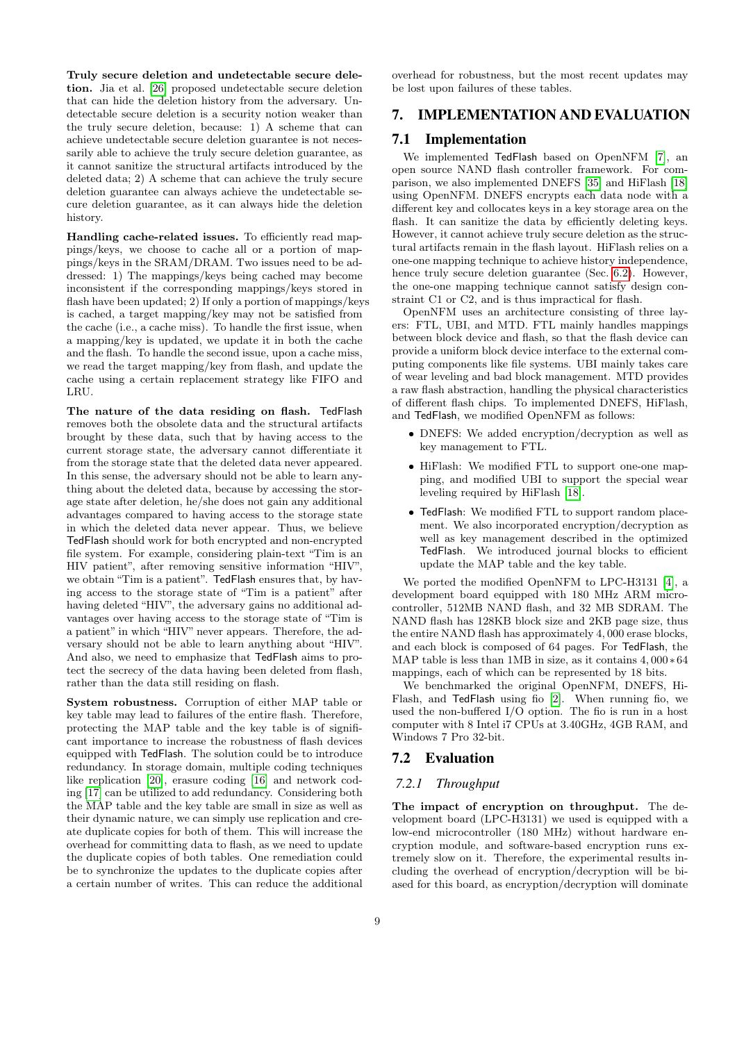**Truly secure deletion and undetectable secure deletion.** Jia et al. [26] proposed undetectable secure deletion that can hide the deletion history from the adversary. Undetectable secure deletion is a security notion weaker than the truly secure deletion, because: 1) A scheme that can achieve undetectable secure deletion guarantee is not necessarily able to achieve the truly secure deletion guarantee, as it cannot sanitize the structural artifacts introduced by the deleted data; 2) A scheme that can achieve the truly secure deletion guarantee can always achieve the undetectable secure deletion guarantee, as it can always hide the deletion history.

**Handling cache-related issues.** To efficiently read mappings/keys, we choose to cache all or a portion of mappings/keys in the SRAM/DRAM. Two issues need to be addressed: 1) The mappings/keys being cached may become inconsistent if the corresponding mappings/keys stored in flash have been updated; 2) If only a portion of mappings/keys is cached, a target mapping/key may not be satisfied from the cache (i.e., a cache miss). To handle the first issue, when a mapping/key is updated, we update it in both the cache and the flash. To handle the second issue, upon a cache miss, we read the target mapping/key from flash, and update the cache using a certain replacement strategy like FIFO and LRU.

**The nature of the data residing on flash.** TedFlash removes both the obsolete data and the structural artifacts brought by these data, such that by having access to the current storage state, the adversary cannot differentiate it from the storage state that the deleted data never appeared. In this sense, the adversary should not be able to learn anything about the deleted data, because by accessing the storage state after deletion, he/she does not gain any additional advantages compared to having access to the storage state in which the deleted data never appear. Thus, we believe TedFlash should work for both encrypted and non-encrypted file system. For example, considering plain-text "Tim is an HIV patient", after removing sensitive information "HIV", we obtain "Tim is a patient". TedFlash ensures that, by having access to the storage state of "Tim is a patient" after having deleted "HIV", the adversary gains no additional advantages over having access to the storage state of "Tim is a patient" in which "HIV" never appears. Therefore, the adversary should not be able to learn anything about "HIV". And also, we need to emphasize that TedFlash aims to protect the secrecy of the data having been deleted from flash, rather than the data still residing on flash.

**System robustness.** Corruption of either MAP table or key table may lead to failures of the entire flash. Therefore, protecting the MAP table and the key table is of significant importance to increase the robustness of flash devices equipped with TedFlash. The solution could be to introduce redundancy. In storage domain, multiple coding techniques like replication [20], erasure coding [16] and network coding [17] can be utilized to add redundancy. Considering both the MAP table and the key table are small in size as well as their dynamic nature, we can simply use replication and create duplicate copies for both of them. This will increase the overhead for committing data to flash, as we need to update the duplicate copies of both tables. One remediation could be to synchronize the updates to the duplicate copies after a certain number of writes. This can reduce the additional overhead for robustness, but the most recent updates may be lost upon failures of these tables.

# 7. IMPLEMENTATION AND EVALUATION

## 7.1 Implementation

We implemented TedFlash based on OpenNFM [7], an open source NAND flash controller framework. For comparison, we also implemented DNEFS [35] and HiFlash [18] using OpenNFM. DNEFS encrypts each data node with a different key and collocates keys in a key storage area on the flash. It can sanitize the data by efficiently deleting keys. However, it cannot achieve truly secure deletion as the structural artifacts remain in the flash layout. HiFlash relies on a one-one mapping technique to achieve history independence, hence truly secure deletion guarantee (Sec. 6.2). However, the one-one mapping technique cannot satisfy design constraint C1 or C2, and is thus impractical for flash.

OpenNFM uses an architecture consisting of three layers: FTL, UBI, and MTD. FTL mainly handles mappings between block device and flash, so that the flash device can provide a uniform block device interface to the external computing components like file systems. UBI mainly takes care of wear leveling and bad block management. MTD provides a raw flash abstraction, handling the physical characteristics of different flash chips. To implemented DNEFS, HiFlash, and TedFlash, we modified OpenNFM as follows:

- DNEFS: We added encryption/decryption as well as key management to FTL.
- HiFlash: We modified FTL to support one-one mapping, and modified UBI to support the special wear leveling required by HiFlash [18].
- TedFlash: We modified FTL to support random placement. We also incorporated encryption/decryption as well as key management described in the optimized TedFlash. We introduced journal blocks to efficient update the MAP table and the key table.

We ported the modified OpenNFM to LPC-H3131 [4], a development board equipped with 180 MHz ARM microcontroller, 512MB NAND flash, and 32 MB SDRAM. The NAND flash has 128KB block size and 2KB page size, thus the entire NAND flash has approximately 4,000 erase blocks, and each block is composed of 64 pages. For TedFlash, the MAP table is less than 1MB in size, as it contains $4,000 * 64$ mappings, each of which can be represented by 18 bits.

We benchmarked the original OpenNFM, DNEFS, HiFlash, and TedFlash using fio [2]. When running fio, we used the non-buffered I/O option. The fio is run in a host computer with 8 Intel i7 CPUs at 3.40GHz, 4GB RAM, and Windows 7 Pro 32-bit.

## 7.2 Evaluation

### 7.2.1 Throughput

**The impact of encryption on throughput.** The development board (LPC-H3131) we used is equipped with a low-end microcontroller (180 MHz) without hardware encryption module, and software-based encryption runs extremely slow on it. Therefore, the experimental results including the overhead of encryption/decryption will be biased for this board, as encryption/decryption will dominate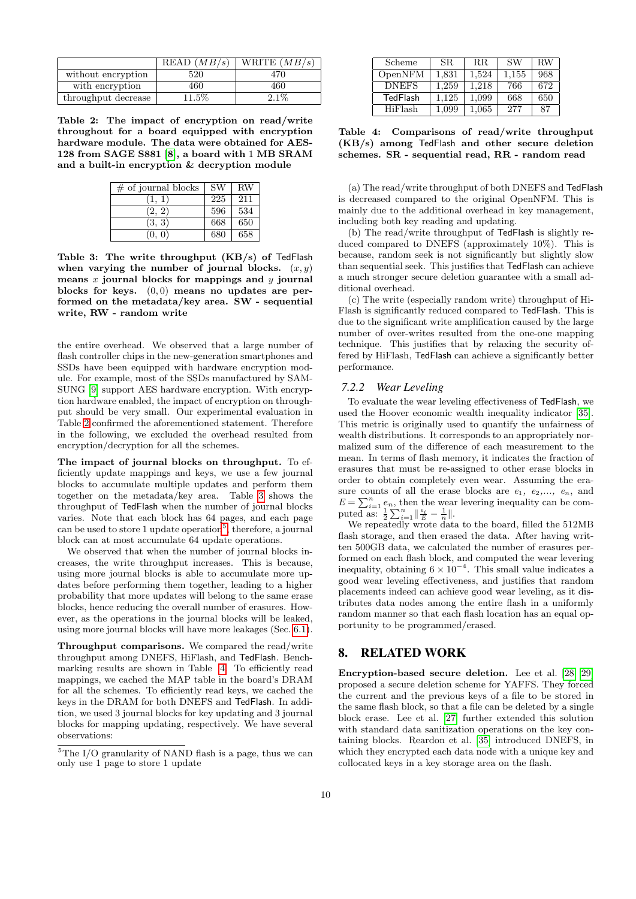|  | READ ($MB/s$) | WRITE ($MB/s$) |
|---|---|---|
| without encryption | 520 | 470 |
| with encryption | 460 | 460 |
| throughput decrease | 11.5% | 2.1% |

**Table 2: The impact of encryption on read/write throughput for a board equipped with encryption hardware module. The data were obtained for AES-128 from SAGE S881 [8], a board with 1 MB SRAM and a built-in encryption & decryption module**

| # of journal blocks | SW | RW |
|---|---|---|
| (1, 1) | 225 | 211 |
| (2, 2) | 596 | 534 |
| (3, 3) | 668 | 650 |
| (0, 0) | 680 | 658 |

**Table 3: The write throughput (KB/s) of TedFlash when varying the number of journal blocks. $(x, y)$ means $x$ journal blocks for mappings and $y$ journal blocks for keys. $(0, 0)$ means no updates are performed on the metadata/key area. SW - sequential write, RW - random write**

the entire overhead. We observed that a large number of flash controller chips in the new-generation smartphones and SSDs have been equipped with hardware encryption module. For example, most of the SSDs manufactured by SAMSUNG [9] support AES hardware encryption. With encryption hardware enabled, the impact of encryption on throughput should be very small. Our experimental evaluation in Table 2 confirmed the aforementioned statement. Therefore in the following, we excluded the overhead resulted from encryption/decryption for all the schemes.

**The impact of journal blocks on throughput.** To efficiently update mappings and keys, we use a few journal blocks to accumulate multiple updates and perform them together on the metadata/key area. Table 3 shows the throughput of TedFlash when the number of journal blocks varies. Note that each block has 64 pages, and each page can be used to store 1 update operation[5]; therefore, a journal block can at most accumulate 64 update operations.

We observed that when the number of journal blocks increases, the write throughput increases. This is because, using more journal blocks is able to accumulate more updates before performing them together, leading to a higher probability that more updates will belong to the same erase blocks, hence reducing the overall number of erasures. However, as the operations in the journal blocks will be leaked, using more journal blocks will have more leakages (Sec. 6.1).

**Throughput comparisons.** We compared the read/write throughput among DNEFS, HiFlash, and TedFlash. Benchmarking results are shown in Table 4. To efficiently read mappings, we cached the MAP table in the board's DRAM for all the schemes. To efficiently read keys, we cached the keys in the DRAM for both DNEFS and TedFlash. In addition, we used 3 journal blocks for key updating and 3 journal blocks for mapping updating, respectively. We have several observations:

[5] The I/O granularity of NAND flash is a page, thus we can only use 1 page to store 1 update

| Scheme | SR | RR | SW | RW |
|---|---|---|---|---|
| OpenNFM | 1,831 | 1,524 | 1,155 | 968 |
| DNEFS | 1,259 | 1,218 | 766 | 672 |
| TedFlash | 1,125 | 1,099 | 668 | 650 |
| HiFlash | 1,099 | 1,065 | 277 | 87 |

**Table 4: Comparisons of read/write throughput (KB/s) among TedFlash and other secure deletion schemes. SR - sequential read, RR - random read**

(a) The read/write throughput of both DNEFS and TedFlash is decreased compared to the original OpenNFM. This is mainly due to the additional overhead in key management, including both key reading and updating.

(b) The read/write throughput of TedFlash is slightly reduced compared to DNEFS (approximately 10%). This is because, random seek is not significantly but slightly slow than sequential seek. This justifies that TedFlash can achieve a much stronger secure deletion guarantee with a small additional overhead.

(c) The write (especially random write) throughput of HiFlash is significantly reduced compared to TedFlash. This is due to the significant write amplification caused by the large number of over-writes resulted from the one-one mapping technique. This justifies that by relaxing the security offered by HiFlash, TedFlash can achieve a significantly better performance.

### 7.2.2 *Wear Leveling*

To evaluate the wear leveling effectiveness of TedFlash, we used the Hoover economic wealth inequality indicator [35]. This metric is originally used to quantify the unfairness of wealth distributions. It corresponds to an appropriately normalized sum of the difference of each measurement to the mean. In terms of flash memory, it indicates the fraction of erasures that must be re-assigned to other erase blocks in order to obtain completely even wear. Assuming the erasure counts of all the erase blocks are $e_1$, $e_2$,..., $e_n$, and $E = \sum_{i=1}^{n} e_n$, then the wear levering inequality can be computed as: $\frac{1}{2}\sum_{i=1}^{n}\|\frac{e_i}{E} - \frac{1}{n}\|$.

We repeatedly wrote data to the board, filled the 512MB flash storage, and then erased the data. After having written 500GB data, we calculated the number of erasures performed on each flash block, and computed the wear levering inequality, obtaining $6 \times 10^{-4}$. This small value indicates a good wear leveling effectiveness, and justifies that random placements indeed can achieve good wear leveling, as it distributes data nodes among the entire flash in a uniformly random manner so that each flash location has an equal opportunity to be programmed/erased.

## 8. RELATED WORK

**Encryption-based secure deletion.** Lee et al. [28] [29] proposed a secure deletion scheme for YAFFS. They forced the current and the previous keys of a file to be stored in the same flash block, so that a file can be deleted by a single block erase. Lee et al. [27] further extended this solution with standard data sanitization operations on the key containing blocks. Reardon et al. [35] introduced DNEFS, in which they encrypted each data node with a unique key and collocated keys in a key storage area on the flash.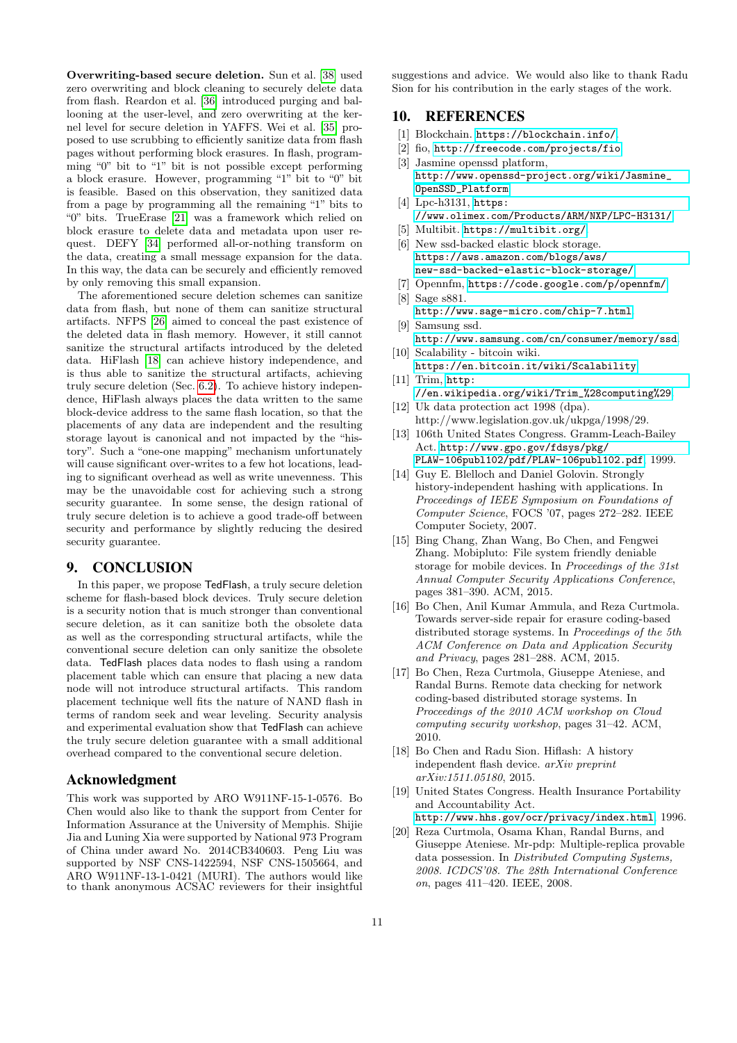**Overwriting-based secure deletion.** Sun et al. [38] used zero overwriting and block cleaning to securely delete data from flash. Reardon et al. [36] introduced purging and ballooning at the user-level, and zero overwriting at the kernel level for secure deletion in YAFFS. Wei et al. [35] proposed to use scrubbing to efficiently sanitize data from flash pages without performing block erasures. In flash, programming "0" bit to "1" bit is not possible except performing a block erasure. However, programming "1" bit to "0" bit is feasible. Based on this observation, they sanitized data from a page by programming all the remaining "1" bits to "0" bits. TrueErase [21] was a framework which relied on block erasure to delete data and metadata upon user request. DEFY [34] performed all-or-nothing transform on the data, creating a small message expansion for the data. In this way, the data can be securely and efficiently removed by only removing this small expansion.

The aforementioned secure deletion schemes can sanitize data from flash, but none of them can sanitize structural artifacts. NFPS [26] aimed to conceal the past existence of the deleted data in flash memory. However, it still cannot sanitize the structural artifacts introduced by the deleted data. HiFlash [18] can achieve history independence, and is thus able to sanitize the structural artifacts, achieving truly secure deletion (Sec. 6.2). To achieve history independence, HiFlash always places the data written to the same block-device address to the same flash location, so that the placements of any data are independent and the resulting storage layout is canonical and not impacted by the "history". Such a "one-one mapping" mechanism unfortunately will cause significant over-writes to a few hot locations, leading to significant overhead as well as write unevenness. This may be the unavoidable cost for achieving such a strong security guarantee. In some sense, the design rational of truly secure deletion is to achieve a good trade-off between security and performance by slightly reducing the desired security guarantee.

## 9. CONCLUSION

In this paper, we propose TedFlash, a truly secure deletion scheme for flash-based block devices. Truly secure deletion is a security notion that is much stronger than conventional secure deletion, as it can sanitize both the obsolete data as well as the corresponding structural artifacts, while the conventional secure deletion can only sanitize the obsolete data. TedFlash places data nodes to flash using a random placement table which can ensure that placing a new data node will not introduce structural artifacts. This random placement technique well fits the nature of NAND flash in terms of random seek and wear leveling. Security analysis and experimental evaluation show that TedFlash can achieve the truly secure deletion guarantee with a small additional overhead compared to the conventional secure deletion.

## Acknowledgment

This work was supported by ARO W911NF-15-1-0576. Bo Chen would also like to thank the support from Center for Information Assurance at the University of Memphis. Shijie Jia and Luning Xia were supported by National 973 Program of China under award No. 2014CB340603. Peng Liu was supported by NSF CNS-1422594, NSF CNS-1505664, and ARO W911NF-13-1-0421 (MURI). The authors would like to thank anonymous ACSAC reviewers for their insightful suggestions and advice. We would also like to thank Radu Sion for his contribution in the early stages of the work.

## 10. REFERENCES

[1] Blockchain. https://blockchain.info/.

[2] fio, http://freecode.com/projects/fio.

[3] Jasmine openssd platform, http://www.openssd-project.org/wiki/Jasmine_OpenSSD_Platform.

[4] Lpc-h3131, https://www.olimex.com/Products/ARM/NXP/LPC-H3131/.

[5] Multibit. https://multibit.org/.

[6] New ssd-backed elastic block storage. https://aws.amazon.com/blogs/aws/new-ssd-backed-elastic-block-storage/.

[7] Opennfm, https://code.google.com/p/opennfm/.

[8] Sage s881. http://www.sage-micro.com/chip-7.html.

[9] Samsung ssd. http://www.samsung.com/cn/consumer/memory/ssd.

[10] Scalability - bitcoin wiki. https://en.bitcoin.it/wiki/Scalability.

[11] Trim, http://en.wikipedia.org/wiki/Trim_%28computing%29.

[12] Uk data protection act 1998 (dpa). http://www.legislation.gov.uk/ukpga/1998/29.

[13] 106th United States Congress. Gramm-Leach-Bailey Act. http://www.gpo.gov/fdsys/pkg/PLAW-106publ102/pdf/PLAW-106publ102.pdf, 1999.

[14] Guy E. Blelloch and Daniel Golovin. Strongly history-independent hashing with applications. In *Proceedings of IEEE Symposium on Foundations of Computer Science*, FOCS '07, pages 272–282. IEEE Computer Society, 2007.

[15] Bing Chang, Zhan Wang, Bo Chen, and Fengwei Zhang. Mobipluto: File system friendly deniable storage for mobile devices. In *Proceedings of the 31st Annual Computer Security Applications Conference*, pages 381–390. ACM, 2015.

[16] Bo Chen, Anil Kumar Ammula, and Reza Curtmola. Towards server-side repair for erasure coding-based distributed storage systems. In *Proceedings of the 5th ACM Conference on Data and Application Security and Privacy*, pages 281–288. ACM, 2015.

[17] Bo Chen, Reza Curtmola, Giuseppe Ateniese, and Randal Burns. Remote data checking for network coding-based distributed storage systems. In *Proceedings of the 2010 ACM workshop on Cloud computing security workshop*, pages 31–42. ACM, 2010.

[18] Bo Chen and Radu Sion. Hiflash: A history independent flash device. *arXiv preprint arXiv:1511.05180*, 2015.

[19] United States Congress. Health Insurance Portability and Accountability Act. http://www.hhs.gov/ocr/privacy/index.html, 1996.

[20] Reza Curtmola, Osama Khan, Randal Burns, and Giuseppe Ateniese. Mr-pdp: Multiple-replica provable data possession. In *Distributed Computing Systems, 2008. ICDCS'08. The 28th International Conference on*, pages 411–420. IEEE, 2008.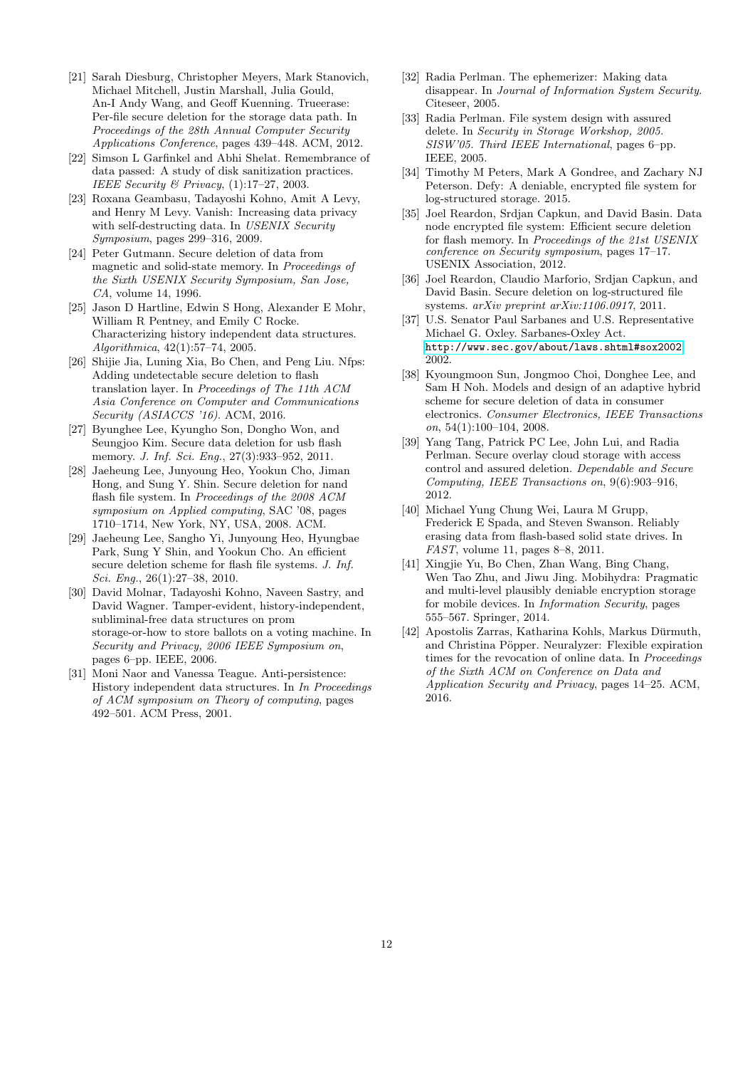[21] Sarah Diesburg, Christopher Meyers, Mark Stanovich, Michael Mitchell, Justin Marshall, Julia Gould, An-I Andy Wang, and Geoff Kuenning. Trueerase: Per-file secure deletion for the storage data path. In *Proceedings of the 28th Annual Computer Security Applications Conference*, pages 439–448. ACM, 2012.

[22] Simson L Garfinkel and Abhi Shelat. Remembrance of data passed: A study of disk sanitization practices. *IEEE Security & Privacy*, (1):17–27, 2003.

[23] Roxana Geambasu, Tadayoshi Kohno, Amit A Levy, and Henry M Levy. Vanish: Increasing data privacy with self-destructing data. In *USENIX Security Symposium*, pages 299–316, 2009.

[24] Peter Gutmann. Secure deletion of data from magnetic and solid-state memory. In *Proceedings of the Sixth USENIX Security Symposium, San Jose, CA*, volume 14, 1996.

[25] Jason D Hartline, Edwin S Hong, Alexander E Mohr, William R Pentney, and Emily C Rocke. Characterizing history independent data structures. *Algorithmica*, 42(1):57–74, 2005.

[26] Shijie Jia, Luning Xia, Bo Chen, and Peng Liu. Nfps: Adding undetectable secure deletion to flash translation layer. In *Proceedings of The 11th ACM Asia Conference on Computer and Communications Security (ASIACCS '16)*. ACM, 2016.

[27] Byunghee Lee, Kyungho Son, Dongho Won, and Seungjoo Kim. Secure data deletion for usb flash memory. *J. Inf. Sci. Eng.*, 27(3):933–952, 2011.

[28] Jaeheung Lee, Junyoung Heo, Yookun Cho, Jiman Hong, and Sung Y. Shin. Secure deletion for nand flash file system. In *Proceedings of the 2008 ACM symposium on Applied computing*, SAC '08, pages 1710–1714, New York, NY, USA, 2008. ACM.

[29] Jaeheung Lee, Sangho Yi, Junyoung Heo, Hyungbae Park, Sung Y Shin, and Yookun Cho. An efficient secure deletion scheme for flash file systems. *J. Inf. Sci. Eng.*, 26(1):27–38, 2010.

[30] David Molnar, Tadayoshi Kohno, Naveen Sastry, and David Wagner. Tamper-evident, history-independent, subliminal-free data structures on prom storage-or-how to store ballots on a voting machine. In *Security and Privacy, 2006 IEEE Symposium on*, pages 6–pp. IEEE, 2006.

[31] Moni Naor and Vanessa Teague. Anti-persistence: History independent data structures. In *In Proceedings of ACM symposium on Theory of computing*, pages 492–501. ACM Press, 2001.

[32] Radia Perlman. The ephemerizer: Making data disappear. In *Journal of Information System Security*. Citeseer, 2005.

[33] Radia Perlman. File system design with assured delete. In *Security in Storage Workshop, 2005. SISW'05. Third IEEE International*, pages 6–pp. IEEE, 2005.

[34] Timothy M Peters, Mark A Gondree, and Zachary NJ Peterson. Defy: A deniable, encrypted file system for log-structured storage. 2015.

[35] Joel Reardon, Srdjan Capkun, and David Basin. Data node encrypted file system: Efficient secure deletion for flash memory. In *Proceedings of the 21st USENIX conference on Security symposium*, pages 17–17. USENIX Association, 2012.

[36] Joel Reardon, Claudio Marforio, Srdjan Capkun, and David Basin. Secure deletion on log-structured file systems. *arXiv preprint arXiv:1106.0917*, 2011.

[37] U.S. Senator Paul Sarbanes and U.S. Representative Michael G. Oxley. Sarbanes-Oxley Act. http://www.sec.gov/about/laws.shtml#sox2002, 2002.

[38] Kyoungmoon Sun, Jongmoo Choi, Donghee Lee, and Sam H Noh. Models and design of an adaptive hybrid scheme for secure deletion of data in consumer electronics. *Consumer Electronics, IEEE Transactions on*, 54(1):100–104, 2008.

[39] Yang Tang, Patrick PC Lee, John Lui, and Radia Perlman. Secure overlay cloud storage with access control and assured deletion. *Dependable and Secure Computing, IEEE Transactions on*, 9(6):903–916, 2012.

[40] Michael Yung Chung Wei, Laura M Grupp, Frederick E Spada, and Steven Swanson. Reliably erasing data from flash-based solid state drives. In *FAST*, volume 11, pages 8–8, 2011.

[41] Xingjie Yu, Bo Chen, Zhan Wang, Bing Chang, Wen Tao Zhu, and Jiwu Jing. Mobihydra: Pragmatic and multi-level plausibly deniable encryption storage for mobile devices. In *Information Security*, pages 555–567. Springer, 2014.

[42] Apostolis Zarras, Katharina Kohls, Markus Dürmuth, and Christina Pöpper. Neuralyzer: Flexible expiration times for the revocation of online data. In *Proceedings of the Sixth ACM on Conference on Data and Application Security and Privacy*, pages 14–25. ACM, 2016.